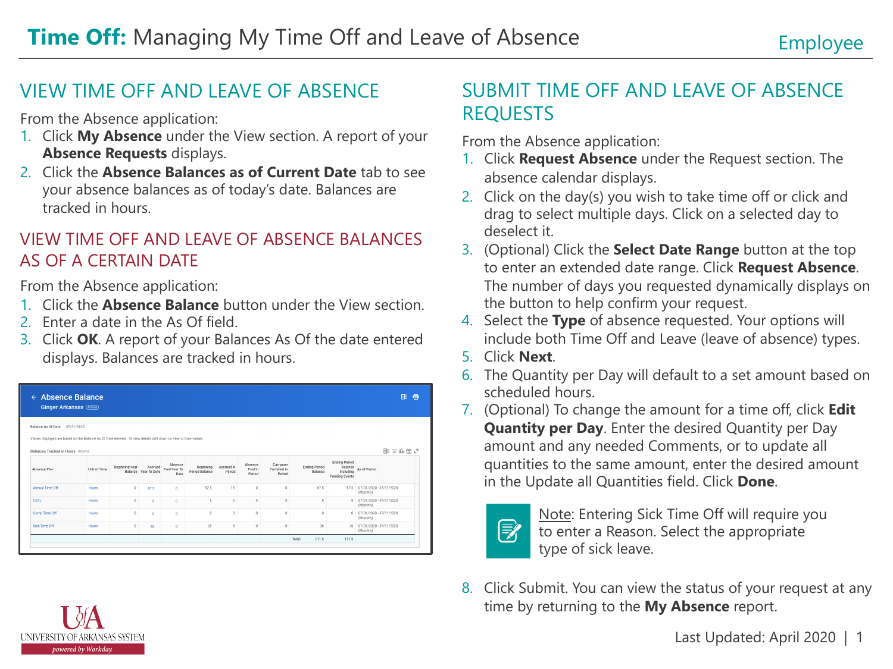# Time Off: Managing My Time Off and Leave of Absence

Employee

## VIEW TIME OFF AND LEAVE OF ABSENCE

From the Absence application:

1. Click **My Absence** under the View section. A report of your **Absence Requests** displays.
2. Click the **Absence Balances as of Current Date** tab to see your absence balances as of today's date. Balances are tracked in hours.

## VIEW TIME OFF AND LEAVE OF ABSENCE BALANCES AS OF A CERTAIN DATE

From the Absence application:

1. Click the **Absence Balance** button under the View section.
2. Enter a date in the As Of field.
3. Click **OK**. A report of your Balances As Of the date entered displays. Balances are tracked in hours.

Absence Balance
Ginger Arkansas (Actions)

Balance As Of Date 07/31/2020

Values displayed are based on the Balance As Of Date entered. To view details drill down on Year to Date values.

Balances Tracked in Hours 4 items

| Absence Plan | Unit of Time | Beginning Year Balance | Accrued Year To Date | Absence Paid Year To Date | Beginning Period Balance | Accrued in Period | Absence Paid in Period | Carryover Forfeited in Period | Ending Period Balance | Ending Period Balance Including Pending Events | As of Period |
|---|---|---|---|---|---|---|---|---|---|---|---|
| Annual Time Off | Hours | 0 | 67.5 | 0 | 52.5 | 15 | 0 | 0 | 67.5 | 67.5 | 07/01/2020 - 07/31/2020 (Monthly) |
| CEAL | Hours | 0 | 8 | 0 | 8 | 0 | 0 | 0 | 8 | 8 | 07/01/2020 - 07/31/2020 (Monthly) |
| Comp Time Off | Hours | 0 | 0 | 0 | 0 | 0 | 0 | 0 | 0 | 0 | 07/01/2020 - 07/31/2020 (Monthly) |
| Sick Time Off | Hours | 0 | 36 | 0 | 28 | 8 | 0 | 0 | 36 | 36 | 07/01/2020 - 07/31/2020 (Monthly) |
| | | | | | | | | Total: | 111.5 | 111.5 | |

## SUBMIT TIME OFF AND LEAVE OF ABSENCE REQUESTS

From the Absence application:

1. Click **Request Absence** under the Request section. The absence calendar displays.
2. Click on the day(s) you wish to take time off or click and drag to select multiple days. Click on a selected day to deselect it.
3. (Optional) Click the **Select Date Range** button at the top to enter an extended date range. Click **Request Absence**. The number of days you requested dynamically displays on the button to help confirm your request.
4. Select the **Type** of absence requested. Your options will include both Time Off and Leave (leave of absence) types.
5. Click **Next**.
6. The Quantity per Day will default to a set amount based on scheduled hours.
7. (Optional) To change the amount for a time off, click **Edit Quantity per Day**. Enter the desired Quantity per Day amount and any needed Comments, or to update all quantities to the same amount, enter the desired amount in the Update all Quantities field. Click **Done**.

> Note: Entering Sick Time Off will require you to enter a Reason. Select the appropriate type of sick leave.

8. Click Submit. You can view the status of your request at any time by returning to the **My Absence** report.

UNIVERSITY OF ARKANSAS SYSTEM
*powered by Workday*

Last Updated: April 2020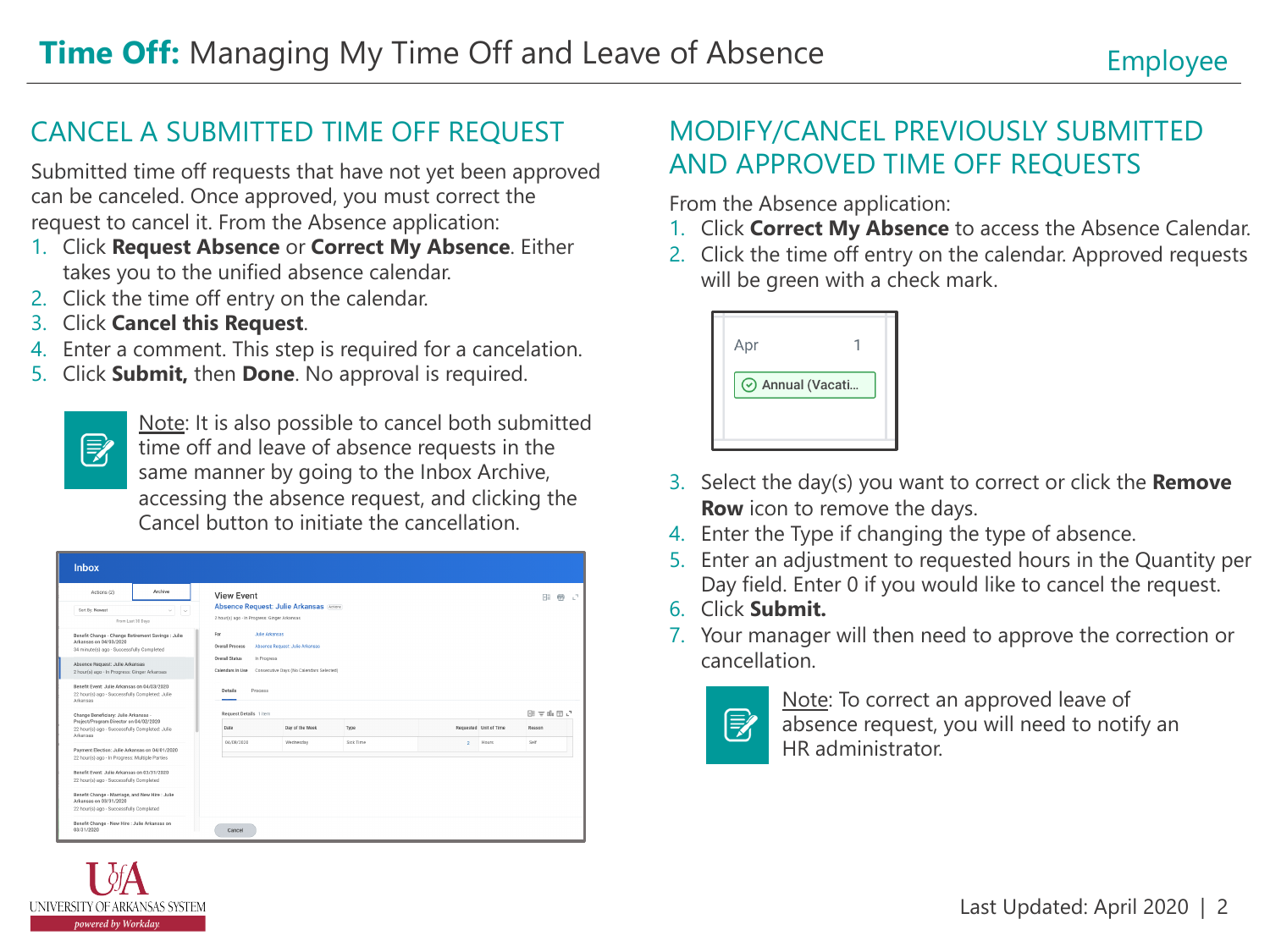# **Time Off:** Managing My Time Off and Leave of Absence

Employee

## CANCEL A SUBMITTED TIME OFF REQUEST

Submitted time off requests that have not yet been approved can be canceled. Once approved, you must correct the request to cancel it. From the Absence application:

1. Click **Request Absence** or **Correct My Absence**. Either takes you to the unified absence calendar.
2. Click the time off entry on the calendar.
3. Click **Cancel this Request**.
4. Enter a comment. This step is required for a cancelation.
5. Click **Submit,** then **Done**. No approval is required.

Note: It is also possible to cancel both submitted time off and leave of absence requests in the same manner by going to the Inbox Archive, accessing the absence request, and clicking the Cancel button to initiate the cancellation.

## MODIFY/CANCEL PREVIOUSLY SUBMITTED AND APPROVED TIME OFF REQUESTS

From the Absence application:

1. Click **Correct My Absence** to access the Absence Calendar.
2. Click the time off entry on the calendar. Approved requests will be green with a check mark.
3. Select the day(s) you want to correct or click the **Remove Row** icon to remove the days.
4. Enter the Type if changing the type of absence.
5. Enter an adjustment to requested hours in the Quantity per Day field. Enter 0 if you would like to cancel the request.
6. Click **Submit.**
7. Your manager will then need to approve the correction or cancellation.

Note: To correct an approved leave of absence request, you will need to notify an HR administrator.